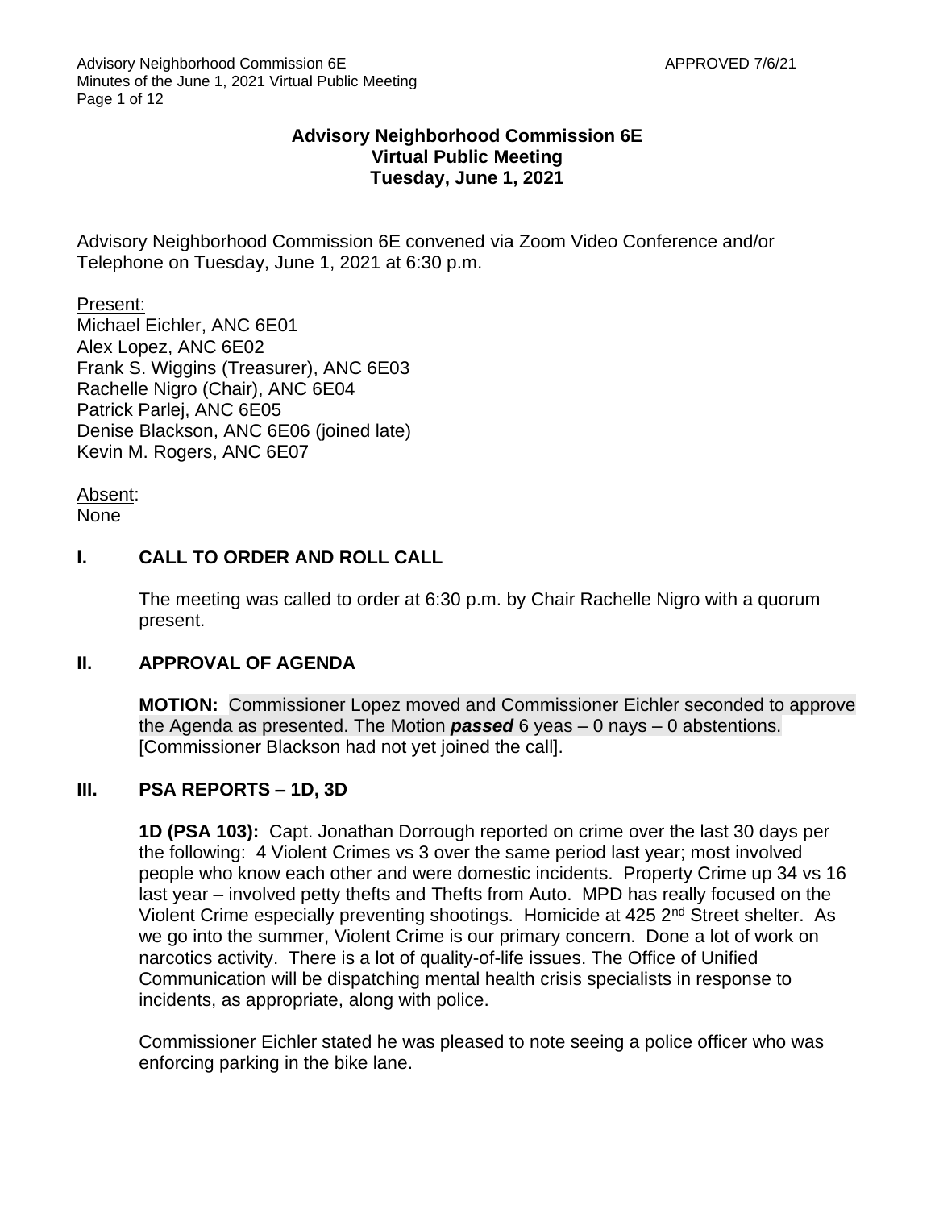# Advisory Neighborhood Commission 6E
## Virtual Public Meeting
## Tuesday, June 1, 2021

Advisory Neighborhood Commission 6E convened via Zoom Video Conference and/or Telephone on Tuesday, June 1, 2021 at 6:30 p.m.

Present:
Michael Eichler, ANC 6E01
Alex Lopez, ANC 6E02
Frank S. Wiggins (Treasurer), ANC 6E03
Rachelle Nigro (Chair), ANC 6E04
Patrick Parlej, ANC 6E05
Denise Blackson, ANC 6E06 (joined late)
Kevin M. Rogers, ANC 6E07

Absent:
None

## I. CALL TO ORDER AND ROLL CALL

The meeting was called to order at 6:30 p.m. by Chair Rachelle Nigro with a quorum present.

## II. APPROVAL OF AGENDA

**MOTION:** Commissioner Lopez moved and Commissioner Eichler seconded to approve the Agenda as presented. The Motion ***passed*** 6 yeas – 0 nays – 0 abstentions. [Commissioner Blackson had not yet joined the call].

## III. PSA REPORTS – 1D, 3D

**1D (PSA 103):** Capt. Jonathan Dorrough reported on crime over the last 30 days per the following: 4 Violent Crimes vs 3 over the same period last year; most involved people who know each other and were domestic incidents. Property Crime up 34 vs 16 last year – involved petty thefts and Thefts from Auto. MPD has really focused on the Violent Crime especially preventing shootings. Homicide at 425 2nd Street shelter. As we go into the summer, Violent Crime is our primary concern. Done a lot of work on narcotics activity. There is a lot of quality-of-life issues. The Office of Unified Communication will be dispatching mental health crisis specialists in response to incidents, as appropriate, along with police.

Commissioner Eichler stated he was pleased to note seeing a police officer who was enforcing parking in the bike lane.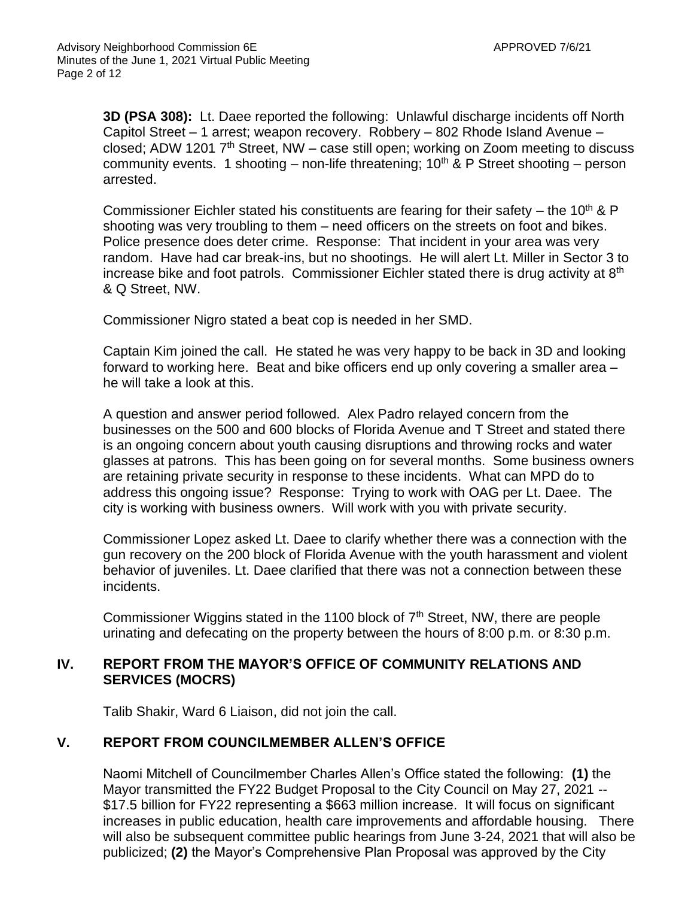**3D (PSA 308):** Lt. Daee reported the following: Unlawful discharge incidents off North Capitol Street – 1 arrest; weapon recovery. Robbery – 802 Rhode Island Avenue – closed; ADW 1201 7th Street, NW – case still open; working on Zoom meeting to discuss community events. 1 shooting – non-life threatening; 10th & P Street shooting – person arrested.

Commissioner Eichler stated his constituents are fearing for their safety – the 10th & P shooting was very troubling to them – need officers on the streets on foot and bikes. Police presence does deter crime. Response: That incident in your area was very random. Have had car break-ins, but no shootings. He will alert Lt. Miller in Sector 3 to increase bike and foot patrols. Commissioner Eichler stated there is drug activity at 8th & Q Street, NW.

Commissioner Nigro stated a beat cop is needed in her SMD.

Captain Kim joined the call. He stated he was very happy to be back in 3D and looking forward to working here. Beat and bike officers end up only covering a smaller area – he will take a look at this.

A question and answer period followed. Alex Padro relayed concern from the businesses on the 500 and 600 blocks of Florida Avenue and T Street and stated there is an ongoing concern about youth causing disruptions and throwing rocks and water glasses at patrons. This has been going on for several months. Some business owners are retaining private security in response to these incidents. What can MPD do to address this ongoing issue? Response: Trying to work with OAG per Lt. Daee. The city is working with business owners. Will work with you with private security.

Commissioner Lopez asked Lt. Daee to clarify whether there was a connection with the gun recovery on the 200 block of Florida Avenue with the youth harassment and violent behavior of juveniles. Lt. Daee clarified that there was not a connection between these incidents.

Commissioner Wiggins stated in the 1100 block of 7th Street, NW, there are people urinating and defecating on the property between the hours of 8:00 p.m. or 8:30 p.m.

## IV. REPORT FROM THE MAYOR'S OFFICE OF COMMUNITY RELATIONS AND SERVICES (MOCRS)

Talib Shakir, Ward 6 Liaison, did not join the call.

## V. REPORT FROM COUNCILMEMBER ALLEN'S OFFICE

Naomi Mitchell of Councilmember Charles Allen's Office stated the following: **(1)** the Mayor transmitted the FY22 Budget Proposal to the City Council on May 27, 2021 -- $17.5 billion for FY22 representing a $663 million increase. It will focus on significant increases in public education, health care improvements and affordable housing. There will also be subsequent committee public hearings from June 3-24, 2021 that will also be publicized; **(2)** the Mayor's Comprehensive Plan Proposal was approved by the City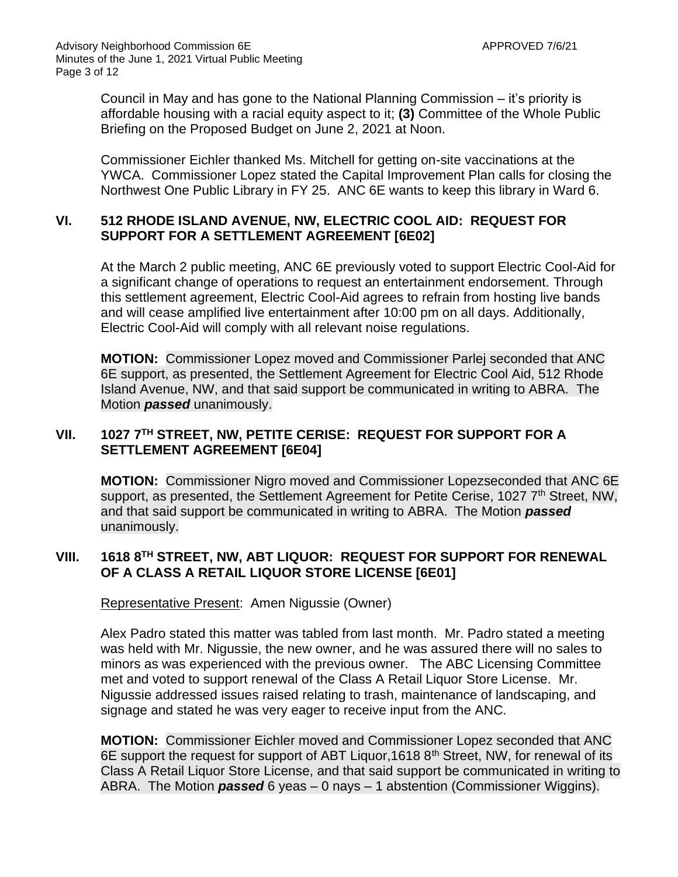Council in May and has gone to the National Planning Commission – it's priority is affordable housing with a racial equity aspect to it; **(3)** Committee of the Whole Public Briefing on the Proposed Budget on June 2, 2021 at Noon.

Commissioner Eichler thanked Ms. Mitchell for getting on-site vaccinations at the YWCA. Commissioner Lopez stated the Capital Improvement Plan calls for closing the Northwest One Public Library in FY 25. ANC 6E wants to keep this library in Ward 6.

## VI. 512 RHODE ISLAND AVENUE, NW, ELECTRIC COOL AID: REQUEST FOR SUPPORT FOR A SETTLEMENT AGREEMENT [6E02]

At the March 2 public meeting, ANC 6E previously voted to support Electric Cool-Aid for a significant change of operations to request an entertainment endorsement. Through this settlement agreement, Electric Cool-Aid agrees to refrain from hosting live bands and will cease amplified live entertainment after 10:00 pm on all days. Additionally, Electric Cool-Aid will comply with all relevant noise regulations.

**MOTION:** Commissioner Lopez moved and Commissioner Parlej seconded that ANC 6E support, as presented, the Settlement Agreement for Electric Cool Aid, 512 Rhode Island Avenue, NW, and that said support be communicated in writing to ABRA. The Motion ***passed*** unanimously.

## VII. 1027 7TH STREET, NW, PETITE CERISE: REQUEST FOR SUPPORT FOR A SETTLEMENT AGREEMENT [6E04]

**MOTION:** Commissioner Nigro moved and Commissioner Lopezseconded that ANC 6E support, as presented, the Settlement Agreement for Petite Cerise, 1027 7th Street, NW, and that said support be communicated in writing to ABRA. The Motion ***passed*** unanimously.

## VIII. 1618 8TH STREET, NW, ABT LIQUOR: REQUEST FOR SUPPORT FOR RENEWAL OF A CLASS A RETAIL LIQUOR STORE LICENSE [6E01]

Representative Present: Amen Nigussie (Owner)

Alex Padro stated this matter was tabled from last month. Mr. Padro stated a meeting was held with Mr. Nigussie, the new owner, and he was assured there will no sales to minors as was experienced with the previous owner. The ABC Licensing Committee met and voted to support renewal of the Class A Retail Liquor Store License. Mr. Nigussie addressed issues raised relating to trash, maintenance of landscaping, and signage and stated he was very eager to receive input from the ANC.

**MOTION:** Commissioner Eichler moved and Commissioner Lopez seconded that ANC 6E support the request for support of ABT Liquor,1618 8th Street, NW, for renewal of its Class A Retail Liquor Store License, and that said support be communicated in writing to ABRA. The Motion ***passed*** 6 yeas – 0 nays – 1 abstention (Commissioner Wiggins).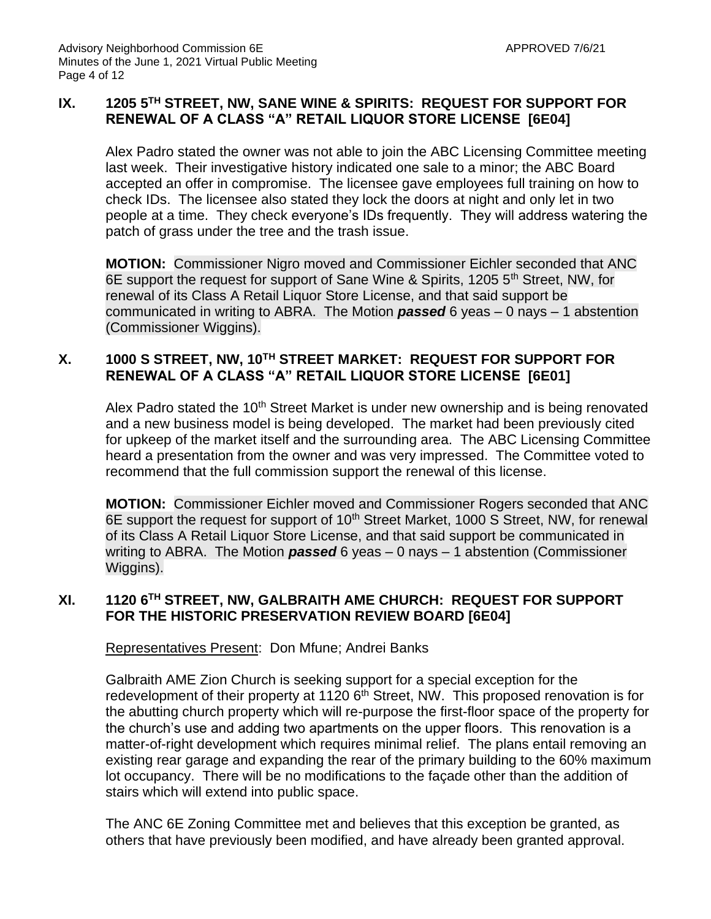## IX. 1205 5TH STREET, NW, SANE WINE & SPIRITS: REQUEST FOR SUPPORT FOR RENEWAL OF A CLASS "A" RETAIL LIQUOR STORE LICENSE [6E04]

Alex Padro stated the owner was not able to join the ABC Licensing Committee meeting last week. Their investigative history indicated one sale to a minor; the ABC Board accepted an offer in compromise. The licensee gave employees full training on how to check IDs. The licensee also stated they lock the doors at night and only let in two people at a time. They check everyone's IDs frequently. They will address watering the patch of grass under the tree and the trash issue.

**MOTION:** Commissioner Nigro moved and Commissioner Eichler seconded that ANC 6E support the request for support of Sane Wine & Spirits, 1205 5th Street, NW, for renewal of its Class A Retail Liquor Store License, and that said support be communicated in writing to ABRA. The Motion ***passed*** 6 yeas – 0 nays – 1 abstention (Commissioner Wiggins).

## X. 1000 S STREET, NW, 10TH STREET MARKET: REQUEST FOR SUPPORT FOR RENEWAL OF A CLASS "A" RETAIL LIQUOR STORE LICENSE [6E01]

Alex Padro stated the 10th Street Market is under new ownership and is being renovated and a new business model is being developed. The market had been previously cited for upkeep of the market itself and the surrounding area. The ABC Licensing Committee heard a presentation from the owner and was very impressed. The Committee voted to recommend that the full commission support the renewal of this license.

**MOTION:** Commissioner Eichler moved and Commissioner Rogers seconded that ANC 6E support the request for support of 10th Street Market, 1000 S Street, NW, for renewal of its Class A Retail Liquor Store License, and that said support be communicated in writing to ABRA. The Motion ***passed*** 6 yeas – 0 nays – 1 abstention (Commissioner Wiggins).

## XI. 1120 6TH STREET, NW, GALBRAITH AME CHURCH: REQUEST FOR SUPPORT FOR THE HISTORIC PRESERVATION REVIEW BOARD [6E04]

Representatives Present: Don Mfune; Andrei Banks

Galbraith AME Zion Church is seeking support for a special exception for the redevelopment of their property at 1120 6th Street, NW. This proposed renovation is for the abutting church property which will re-purpose the first-floor space of the property for the church's use and adding two apartments on the upper floors. This renovation is a matter-of-right development which requires minimal relief. The plans entail removing an existing rear garage and expanding the rear of the primary building to the 60% maximum lot occupancy. There will be no modifications to the façade other than the addition of stairs which will extend into public space.

The ANC 6E Zoning Committee met and believes that this exception be granted, as others that have previously been modified, and have already been granted approval.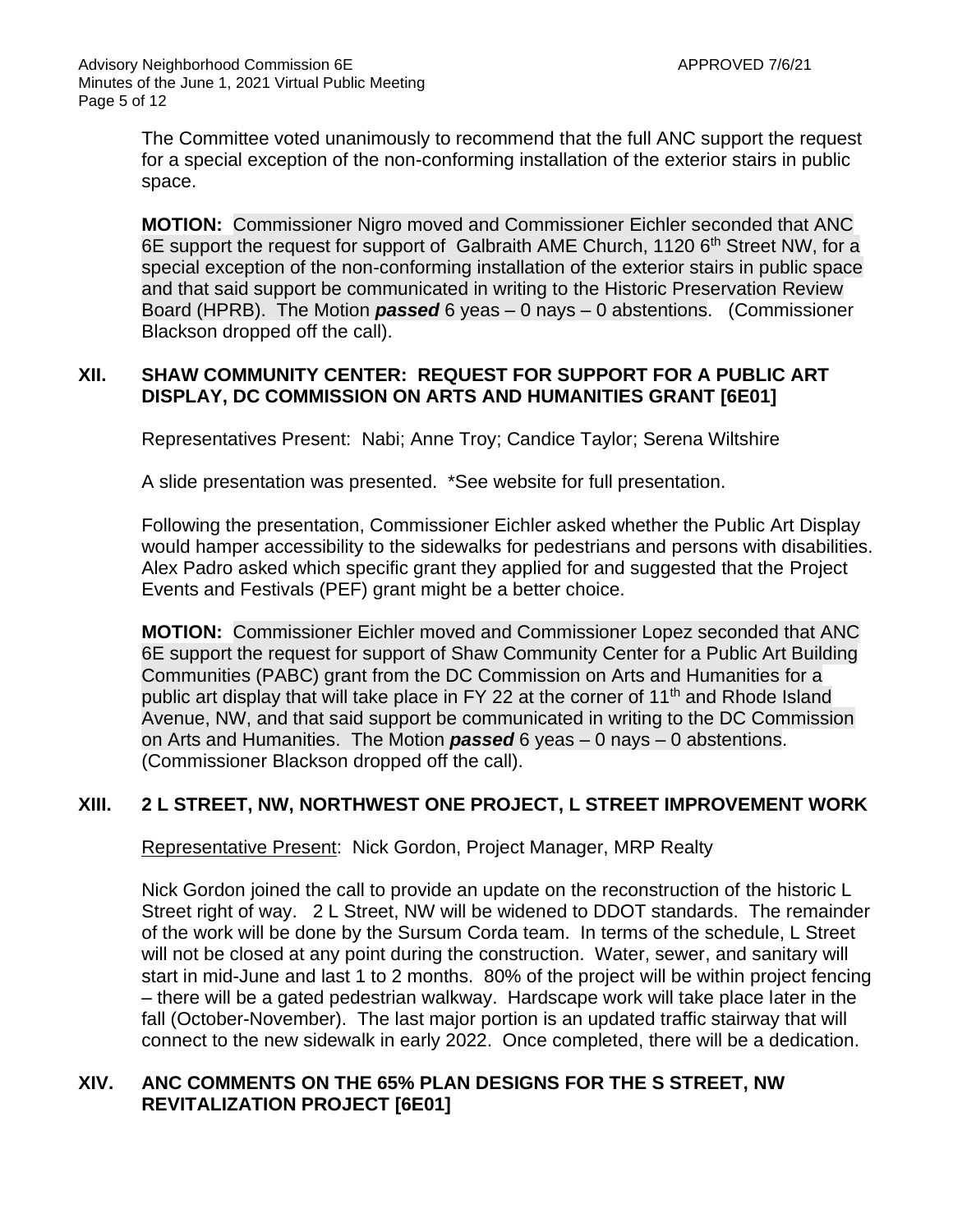The Committee voted unanimously to recommend that the full ANC support the request for a special exception of the non-conforming installation of the exterior stairs in public space.

**MOTION:** Commissioner Nigro moved and Commissioner Eichler seconded that ANC 6E support the request for support of Galbraith AME Church, 1120 6th Street NW, for a special exception of the non-conforming installation of the exterior stairs in public space and that said support be communicated in writing to the Historic Preservation Review Board (HPRB). The Motion ***passed*** 6 yeas – 0 nays – 0 abstentions. (Commissioner Blackson dropped off the call).

## XII. SHAW COMMUNITY CENTER: REQUEST FOR SUPPORT FOR A PUBLIC ART DISPLAY, DC COMMISSION ON ARTS AND HUMANITIES GRANT [6E01]

Representatives Present: Nabi; Anne Troy; Candice Taylor; Serena Wiltshire

A slide presentation was presented. *See website for full presentation.

Following the presentation, Commissioner Eichler asked whether the Public Art Display would hamper accessibility to the sidewalks for pedestrians and persons with disabilities. Alex Padro asked which specific grant they applied for and suggested that the Project Events and Festivals (PEF) grant might be a better choice.

**MOTION:** Commissioner Eichler moved and Commissioner Lopez seconded that ANC 6E support the request for support of Shaw Community Center for a Public Art Building Communities (PABC) grant from the DC Commission on Arts and Humanities for a public art display that will take place in FY 22 at the corner of 11th and Rhode Island Avenue, NW, and that said support be communicated in writing to the DC Commission on Arts and Humanities. The Motion ***passed*** 6 yeas – 0 nays – 0 abstentions. (Commissioner Blackson dropped off the call).

## XIII. 2 L STREET, NW, NORTHWEST ONE PROJECT, L STREET IMPROVEMENT WORK

Representative Present: Nick Gordon, Project Manager, MRP Realty

Nick Gordon joined the call to provide an update on the reconstruction of the historic L Street right of way. 2 L Street, NW will be widened to DDOT standards. The remainder of the work will be done by the Sursum Corda team. In terms of the schedule, L Street will not be closed at any point during the construction. Water, sewer, and sanitary will start in mid-June and last 1 to 2 months. 80% of the project will be within project fencing – there will be a gated pedestrian walkway. Hardscape work will take place later in the fall (October-November). The last major portion is an updated traffic stairway that will connect to the new sidewalk in early 2022. Once completed, there will be a dedication.

## XIV. ANC COMMENTS ON THE 65% PLAN DESIGNS FOR THE S STREET, NW REVITALIZATION PROJECT [6E01]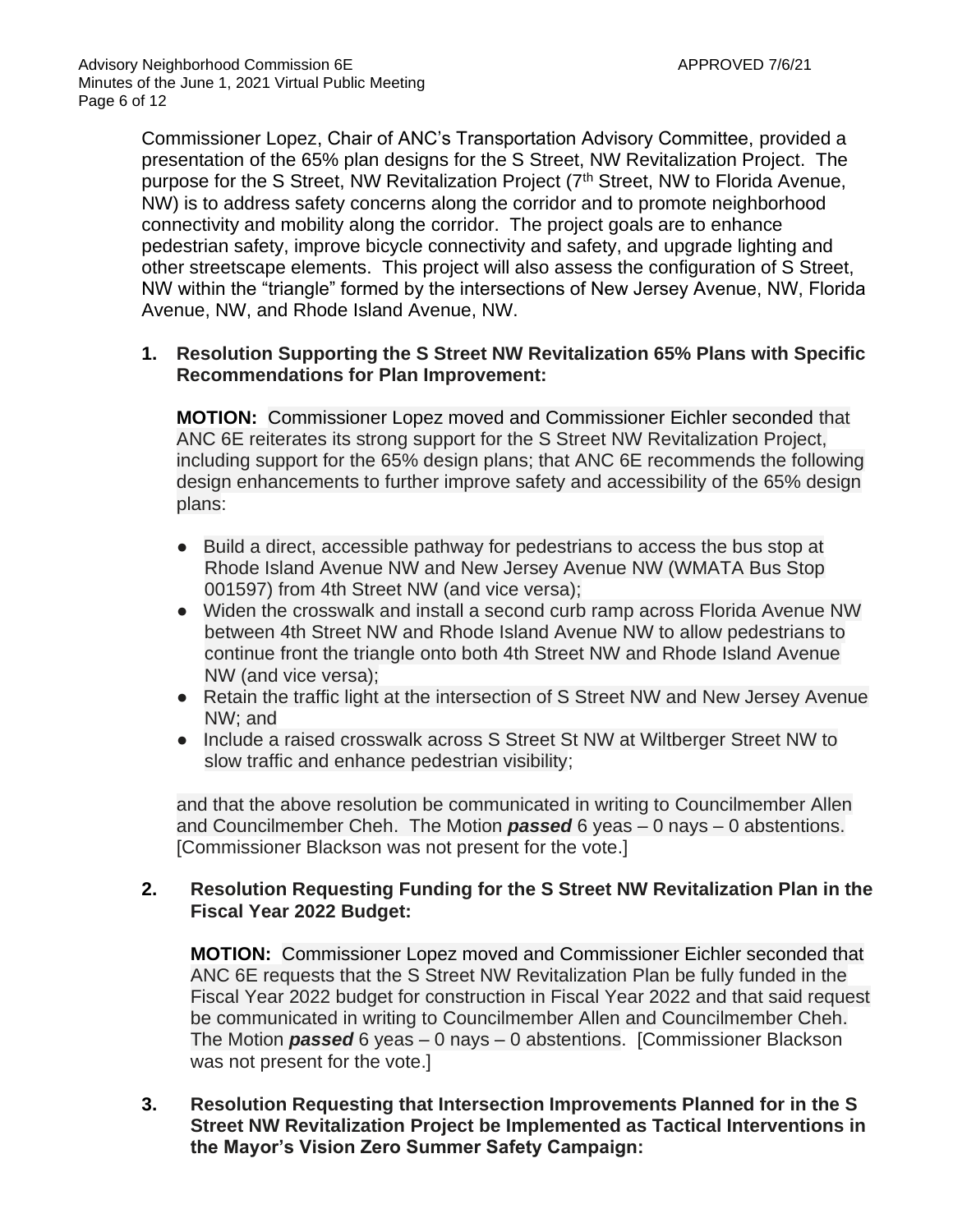Commissioner Lopez, Chair of ANC's Transportation Advisory Committee, provided a presentation of the 65% plan designs for the S Street, NW Revitalization Project. The purpose for the S Street, NW Revitalization Project (7th Street, NW to Florida Avenue, NW) is to address safety concerns along the corridor and to promote neighborhood connectivity and mobility along the corridor. The project goals are to enhance pedestrian safety, improve bicycle connectivity and safety, and upgrade lighting and other streetscape elements. This project will also assess the configuration of S Street, NW within the "triangle" formed by the intersections of New Jersey Avenue, NW, Florida Avenue, NW, and Rhode Island Avenue, NW.

1. **Resolution Supporting the S Street NW Revitalization 65% Plans with Specific Recommendations for Plan Improvement:**

   **MOTION:** Commissioner Lopez moved and Commissioner Eichler seconded that ANC 6E reiterates its strong support for the S Street NW Revitalization Project, including support for the 65% design plans; that ANC 6E recommends the following design enhancements to further improve safety and accessibility of the 65% design plans:

   - Build a direct, accessible pathway for pedestrians to access the bus stop at Rhode Island Avenue NW and New Jersey Avenue NW (WMATA Bus Stop 001597) from 4th Street NW (and vice versa);
   - Widen the crosswalk and install a second curb ramp across Florida Avenue NW between 4th Street NW and Rhode Island Avenue NW to allow pedestrians to continue front the triangle onto both 4th Street NW and Rhode Island Avenue NW (and vice versa);
   - Retain the traffic light at the intersection of S Street NW and New Jersey Avenue NW; and
   - Include a raised crosswalk across S Street St NW at Wiltberger Street NW to slow traffic and enhance pedestrian visibility;

   and that the above resolution be communicated in writing to Councilmember Allen and Councilmember Cheh. The Motion ***passed*** 6 yeas – 0 nays – 0 abstentions. [Commissioner Blackson was not present for the vote.]

2. **Resolution Requesting Funding for the S Street NW Revitalization Plan in the Fiscal Year 2022 Budget:**

   **MOTION:** Commissioner Lopez moved and Commissioner Eichler seconded that ANC 6E requests that the S Street NW Revitalization Plan be fully funded in the Fiscal Year 2022 budget for construction in Fiscal Year 2022 and that said request be communicated in writing to Councilmember Allen and Councilmember Cheh. The Motion ***passed*** 6 yeas – 0 nays – 0 abstentions. [Commissioner Blackson was not present for the vote.]

3. **Resolution Requesting that Intersection Improvements Planned for in the S Street NW Revitalization Project be Implemented as Tactical Interventions in the Mayor's Vision Zero Summer Safety Campaign:**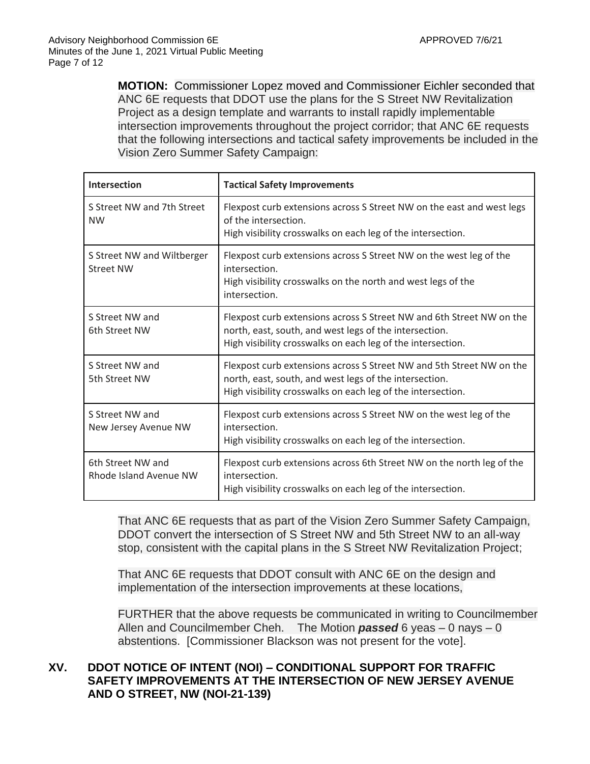**MOTION:** Commissioner Lopez moved and Commissioner Eichler seconded that ANC 6E requests that DDOT use the plans for the S Street NW Revitalization Project as a design template and warrants to install rapidly implementable intersection improvements throughout the project corridor; that ANC 6E requests that the following intersections and tactical safety improvements be included in the Vision Zero Summer Safety Campaign:

| Intersection | Tactical Safety Improvements |
|---|---|
| S Street NW and 7th Street NW | Flexpost curb extensions across S Street NW on the east and west legs of the intersection.<br>High visibility crosswalks on each leg of the intersection. |
| S Street NW and Wiltberger Street NW | Flexpost curb extensions across S Street NW on the west leg of the intersection.<br>High visibility crosswalks on the north and west legs of the intersection. |
| S Street NW and 6th Street NW | Flexpost curb extensions across S Street NW and 6th Street NW on the north, east, south, and west legs of the intersection.<br>High visibility crosswalks on each leg of the intersection. |
| S Street NW and 5th Street NW | Flexpost curb extensions across S Street NW and 5th Street NW on the north, east, south, and west legs of the intersection.<br>High visibility crosswalks on each leg of the intersection. |
| S Street NW and New Jersey Avenue NW | Flexpost curb extensions across S Street NW on the west leg of the intersection.<br>High visibility crosswalks on each leg of the intersection. |
| 6th Street NW and Rhode Island Avenue NW | Flexpost curb extensions across 6th Street NW on the north leg of the intersection.<br>High visibility crosswalks on each leg of the intersection. |

That ANC 6E requests that as part of the Vision Zero Summer Safety Campaign, DDOT convert the intersection of S Street NW and 5th Street NW to an all-way stop, consistent with the capital plans in the S Street NW Revitalization Project;

That ANC 6E requests that DDOT consult with ANC 6E on the design and implementation of the intersection improvements at these locations,

FURTHER that the above requests be communicated in writing to Councilmember Allen and Councilmember Cheh. The Motion ***passed*** 6 yeas – 0 nays – 0 abstentions. [Commissioner Blackson was not present for the vote].

## XV. DDOT NOTICE OF INTENT (NOI) – CONDITIONAL SUPPORT FOR TRAFFIC SAFETY IMPROVEMENTS AT THE INTERSECTION OF NEW JERSEY AVENUE AND O STREET, NW (NOI-21-139)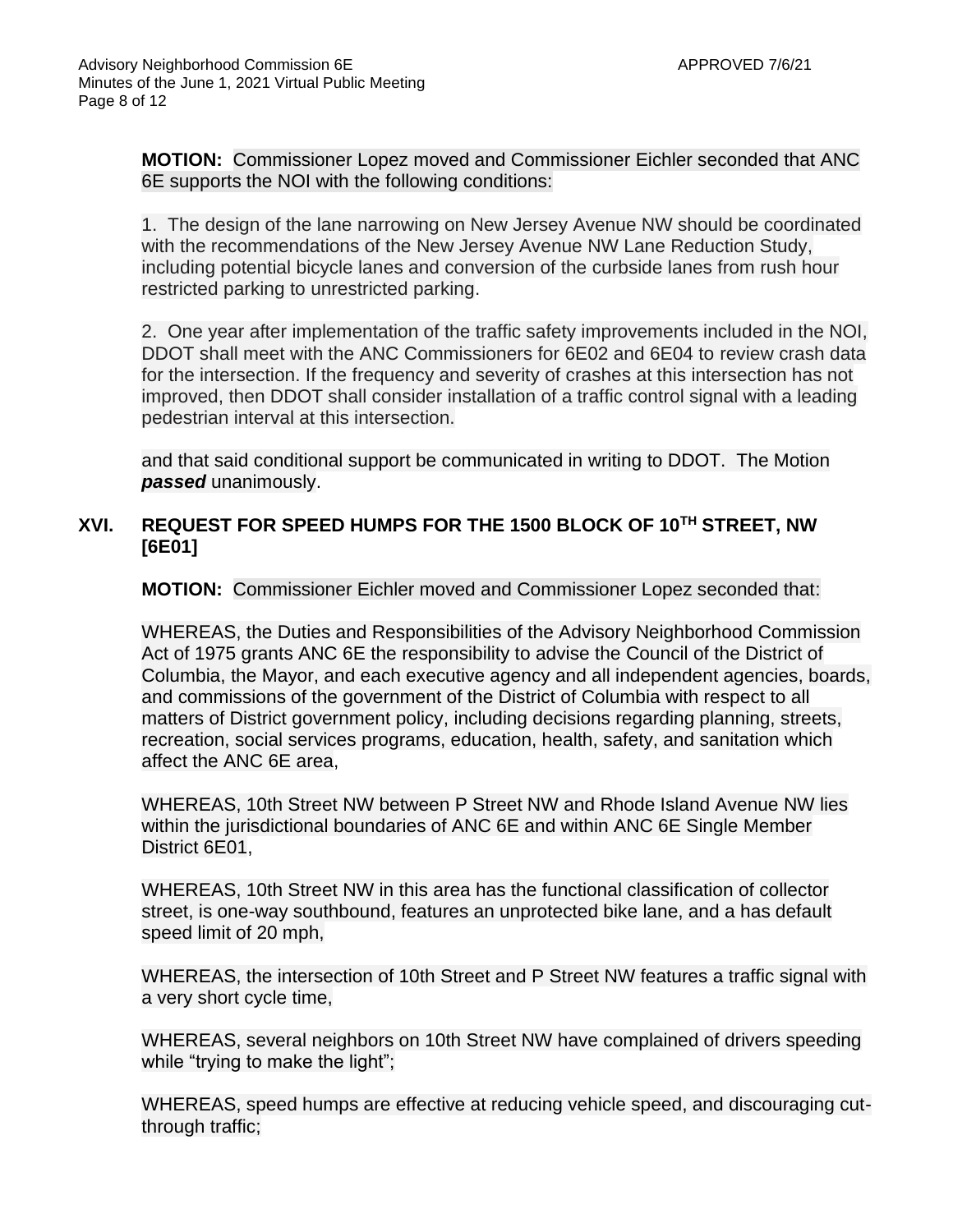**MOTION:** Commissioner Lopez moved and Commissioner Eichler seconded that ANC 6E supports the NOI with the following conditions:

1. The design of the lane narrowing on New Jersey Avenue NW should be coordinated with the recommendations of the New Jersey Avenue NW Lane Reduction Study, including potential bicycle lanes and conversion of the curbside lanes from rush hour restricted parking to unrestricted parking.

2. One year after implementation of the traffic safety improvements included in the NOI, DDOT shall meet with the ANC Commissioners for 6E02 and 6E04 to review crash data for the intersection. If the frequency and severity of crashes at this intersection has not improved, then DDOT shall consider installation of a traffic control signal with a leading pedestrian interval at this intersection.

and that said conditional support be communicated in writing to DDOT. The Motion ***passed*** unanimously.

## XVI. REQUEST FOR SPEED HUMPS FOR THE 1500 BLOCK OF 10TH STREET, NW [6E01]

**MOTION:** Commissioner Eichler moved and Commissioner Lopez seconded that:

WHEREAS, the Duties and Responsibilities of the Advisory Neighborhood Commission Act of 1975 grants ANC 6E the responsibility to advise the Council of the District of Columbia, the Mayor, and each executive agency and all independent agencies, boards, and commissions of the government of the District of Columbia with respect to all matters of District government policy, including decisions regarding planning, streets, recreation, social services programs, education, health, safety, and sanitation which affect the ANC 6E area,

WHEREAS, 10th Street NW between P Street NW and Rhode Island Avenue NW lies within the jurisdictional boundaries of ANC 6E and within ANC 6E Single Member District 6E01,

WHEREAS, 10th Street NW in this area has the functional classification of collector street, is one-way southbound, features an unprotected bike lane, and a has default speed limit of 20 mph,

WHEREAS, the intersection of 10th Street and P Street NW features a traffic signal with a very short cycle time,

WHEREAS, several neighbors on 10th Street NW have complained of drivers speeding while "trying to make the light";

WHEREAS, speed humps are effective at reducing vehicle speed, and discouraging cut-through traffic;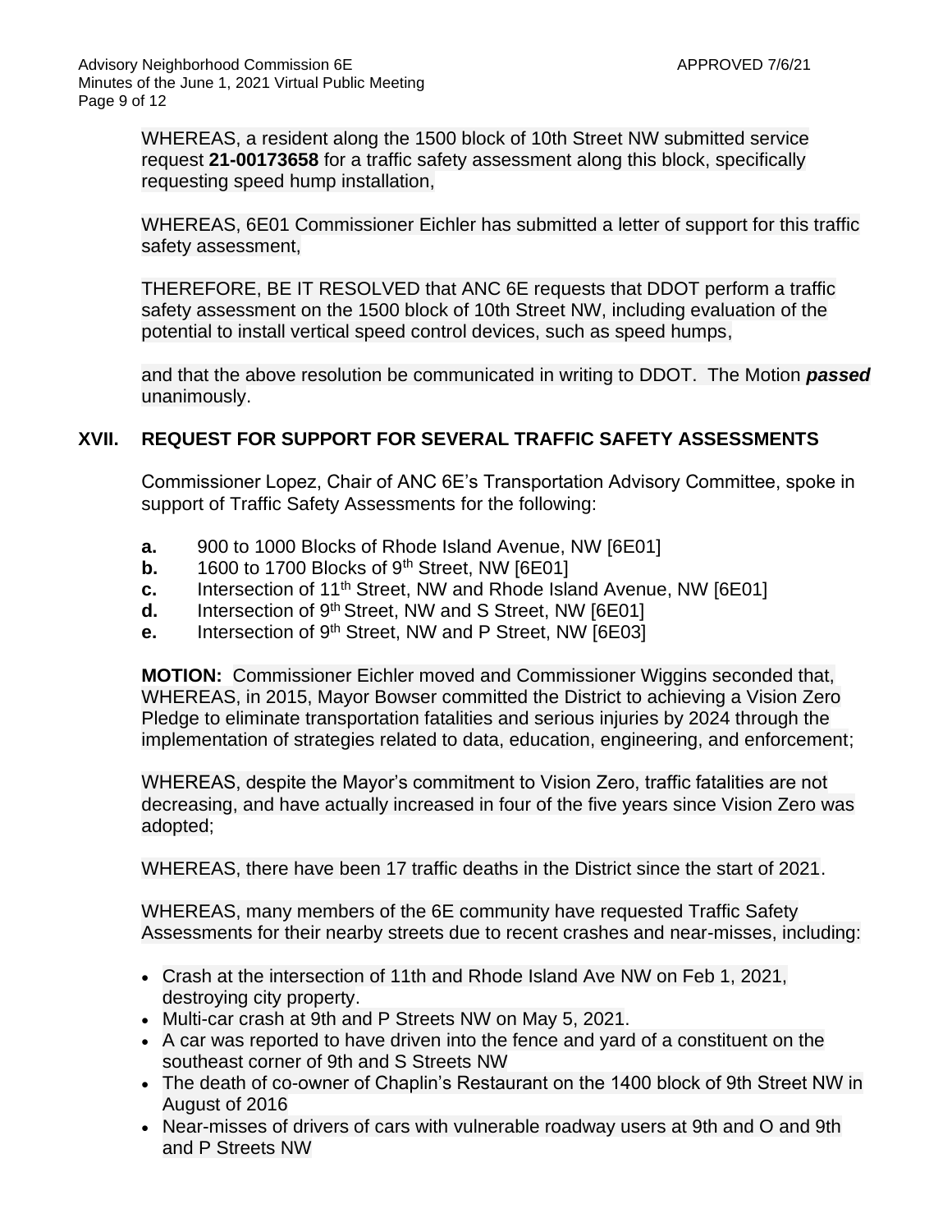WHEREAS, a resident along the 1500 block of 10th Street NW submitted service request **21-00173658** for a traffic safety assessment along this block, specifically requesting speed hump installation,

WHEREAS, 6E01 Commissioner Eichler has submitted a letter of support for this traffic safety assessment,

THEREFORE, BE IT RESOLVED that ANC 6E requests that DDOT perform a traffic safety assessment on the 1500 block of 10th Street NW, including evaluation of the potential to install vertical speed control devices, such as speed humps,

and that the above resolution be communicated in writing to DDOT. The Motion ***passed*** unanimously.

## XVII. REQUEST FOR SUPPORT FOR SEVERAL TRAFFIC SAFETY ASSESSMENTS

Commissioner Lopez, Chair of ANC 6E's Transportation Advisory Committee, spoke in support of Traffic Safety Assessments for the following:

**a.** 900 to 1000 Blocks of Rhode Island Avenue, NW [6E01]
**b.** 1600 to 1700 Blocks of 9th Street, NW [6E01]
**c.** Intersection of 11th Street, NW and Rhode Island Avenue, NW [6E01]
**d.** Intersection of 9th Street, NW and S Street, NW [6E01]
**e.** Intersection of 9th Street, NW and P Street, NW [6E03]

**MOTION:** Commissioner Eichler moved and Commissioner Wiggins seconded that, WHEREAS, in 2015, Mayor Bowser committed the District to achieving a Vision Zero Pledge to eliminate transportation fatalities and serious injuries by 2024 through the implementation of strategies related to data, education, engineering, and enforcement;

WHEREAS, despite the Mayor's commitment to Vision Zero, traffic fatalities are not decreasing, and have actually increased in four of the five years since Vision Zero was adopted;

WHEREAS, there have been 17 traffic deaths in the District since the start of 2021.

WHEREAS, many members of the 6E community have requested Traffic Safety Assessments for their nearby streets due to recent crashes and near-misses, including:

- Crash at the intersection of 11th and Rhode Island Ave NW on Feb 1, 2021, destroying city property.
- Multi-car crash at 9th and P Streets NW on May 5, 2021.
- A car was reported to have driven into the fence and yard of a constituent on the southeast corner of 9th and S Streets NW
- The death of co-owner of Chaplin's Restaurant on the 1400 block of 9th Street NW in August of 2016
- Near-misses of drivers of cars with vulnerable roadway users at 9th and O and 9th and P Streets NW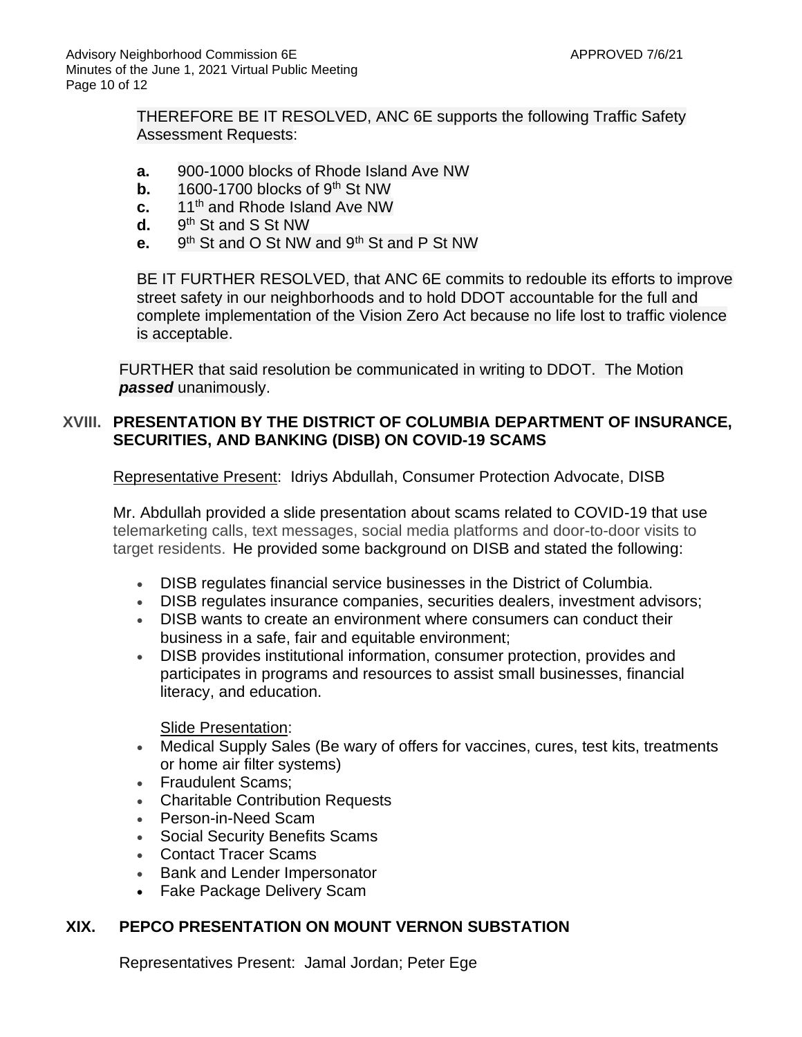THEREFORE BE IT RESOLVED, ANC 6E supports the following Traffic Safety Assessment Requests:

**a.** 900-1000 blocks of Rhode Island Ave NW
**b.** 1600-1700 blocks of 9th St NW
**c.** 11th and Rhode Island Ave NW
**d.** 9th St and S St NW
**e.** 9th St and O St NW and 9th St and P St NW

BE IT FURTHER RESOLVED, that ANC 6E commits to redouble its efforts to improve street safety in our neighborhoods and to hold DDOT accountable for the full and complete implementation of the Vision Zero Act because no life lost to traffic violence is acceptable.

FURTHER that said resolution be communicated in writing to DDOT. The Motion ***passed*** unanimously.

## XVIII. PRESENTATION BY THE DISTRICT OF COLUMBIA DEPARTMENT OF INSURANCE, SECURITIES, AND BANKING (DISB) ON COVID-19 SCAMS

Representative Present: Idriys Abdullah, Consumer Protection Advocate, DISB

Mr. Abdullah provided a slide presentation about scams related to COVID-19 that use telemarketing calls, text messages, social media platforms and door-to-door visits to target residents. He provided some background on DISB and stated the following:

- DISB regulates financial service businesses in the District of Columbia.
- DISB regulates insurance companies, securities dealers, investment advisors;
- DISB wants to create an environment where consumers can conduct their business in a safe, fair and equitable environment;
- DISB provides institutional information, consumer protection, provides and participates in programs and resources to assist small businesses, financial literacy, and education.

Slide Presentation:

- Medical Supply Sales (Be wary of offers for vaccines, cures, test kits, treatments or home air filter systems)
- Fraudulent Scams;
- Charitable Contribution Requests
- Person-in-Need Scam
- Social Security Benefits Scams
- Contact Tracer Scams
- Bank and Lender Impersonator
- Fake Package Delivery Scam

## XIX. PEPCO PRESENTATION ON MOUNT VERNON SUBSTATION

Representatives Present: Jamal Jordan; Peter Ege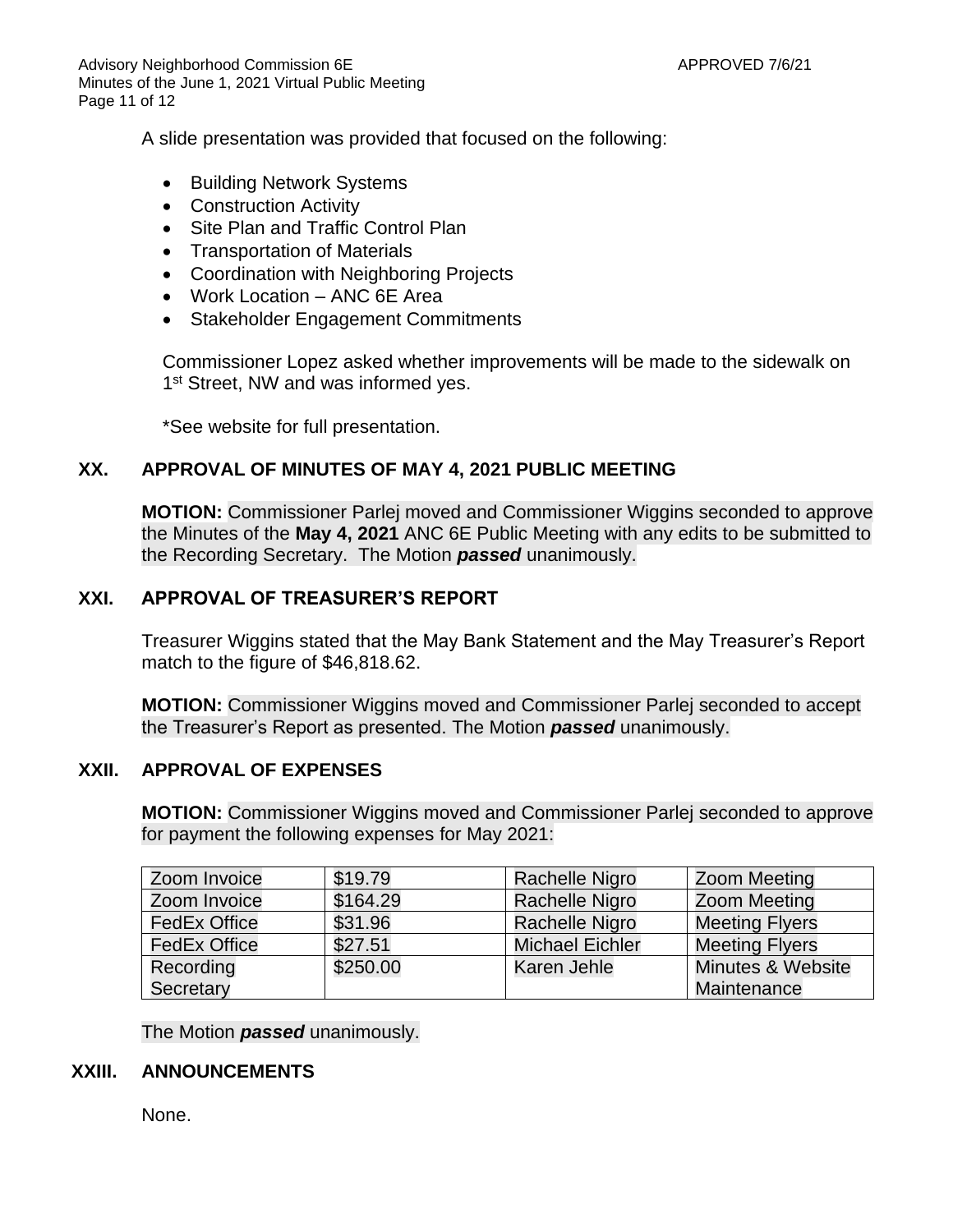A slide presentation was provided that focused on the following:

- Building Network Systems
- Construction Activity
- Site Plan and Traffic Control Plan
- Transportation of Materials
- Coordination with Neighboring Projects
- Work Location – ANC 6E Area
- Stakeholder Engagement Commitments

Commissioner Lopez asked whether improvements will be made to the sidewalk on 1st Street, NW and was informed yes.

*See website for full presentation.

## XX. APPROVAL OF MINUTES OF MAY 4, 2021 PUBLIC MEETING

**MOTION:** Commissioner Parlej moved and Commissioner Wiggins seconded to approve the Minutes of the **May 4, 2021** ANC 6E Public Meeting with any edits to be submitted to the Recording Secretary. The Motion ***passed*** unanimously.

## XXI. APPROVAL OF TREASURER'S REPORT

Treasurer Wiggins stated that the May Bank Statement and the May Treasurer's Report match to the figure of $46,818.62.

**MOTION:** Commissioner Wiggins moved and Commissioner Parlej seconded to accept the Treasurer's Report as presented. The Motion ***passed*** unanimously.

## XXII. APPROVAL OF EXPENSES

**MOTION:** Commissioner Wiggins moved and Commissioner Parlej seconded to approve for payment the following expenses for May 2021:

| | | | |
|---|---|---|---|
| Zoom Invoice | $19.79 | Rachelle Nigro | Zoom Meeting |
| Zoom Invoice | $164.29 | Rachelle Nigro | Zoom Meeting |
| FedEx Office | $31.96 | Rachelle Nigro | Meeting Flyers |
| FedEx Office | $27.51 | Michael Eichler | Meeting Flyers |
| Recording Secretary | $250.00 | Karen Jehle | Minutes & Website Maintenance |

The Motion ***passed*** unanimously.

## XXIII. ANNOUNCEMENTS

None.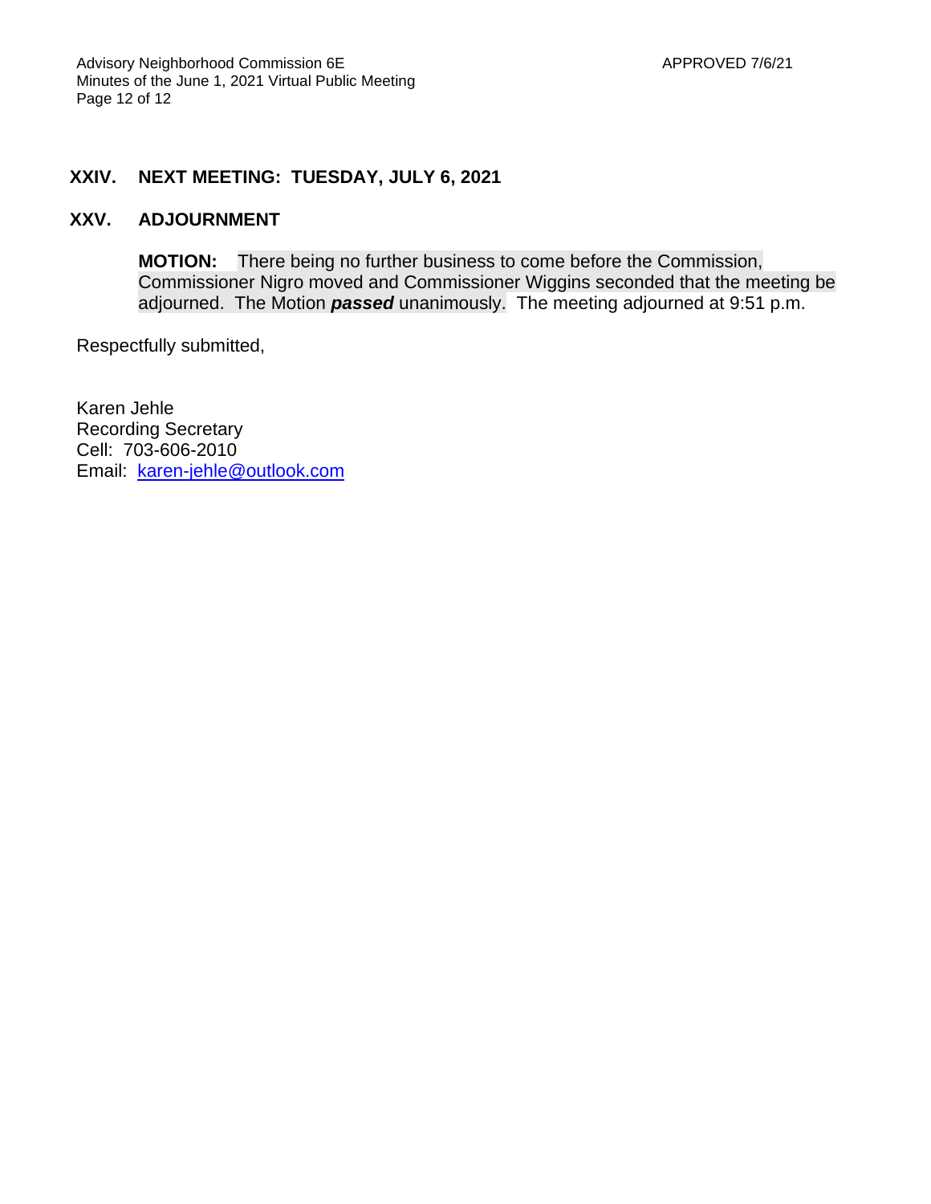## XXIV. NEXT MEETING: TUESDAY, JULY 6, 2021

## XXV. ADJOURNMENT

**MOTION:** There being no further business to come before the Commission, Commissioner Nigro moved and Commissioner Wiggins seconded that the meeting be adjourned. The Motion ***passed*** unanimously. The meeting adjourned at 9:51 p.m.

Respectfully submitted,

Karen Jehle
Recording Secretary
Cell: 703-606-2010
Email: karen-jehle@outlook.com